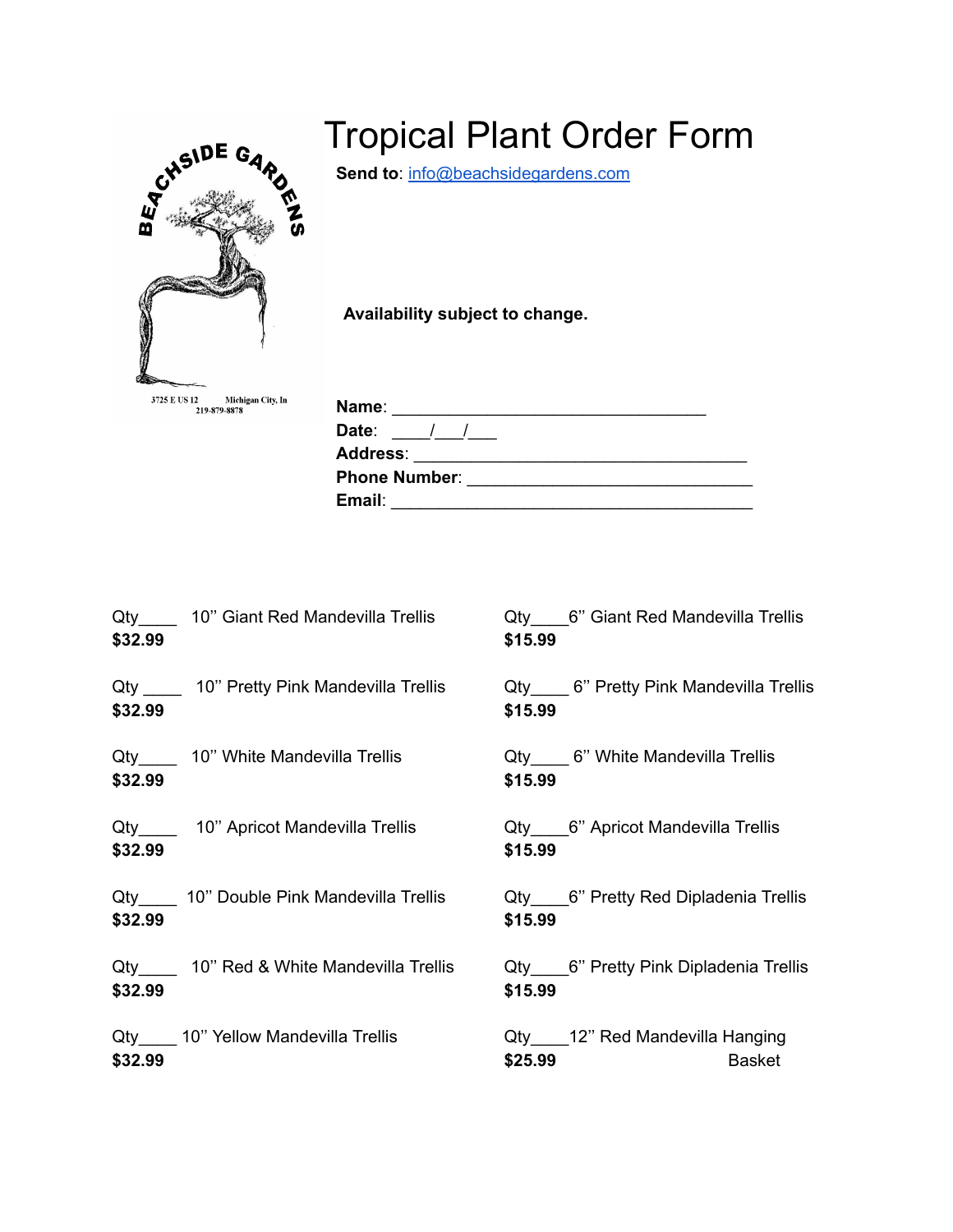# Tropical Plant Order Form

BEACHSIDE GARDENS

3725 E US 12 Michigan City, In
219-879-8878

**Send to**: info@beachsidegardens.com

**Availability subject to change.**

**Name**: ___________________________________
**Date**: ____/___/___
**Address**: _____________________________________
**Phone Number**: ________________________________
**Email**: ________________________________________

Qty____ 10'' Giant Red Mandevilla Trellis
**$32.99**

Qty ____ 10'' Pretty Pink Mandevilla Trellis
**$32.99**

Qty____ 10'' White Mandevilla Trellis
**$32.99**

Qty____ 10'' Apricot Mandevilla Trellis
**$32.99**

Qty____ 10'' Double Pink Mandevilla Trellis
**$32.99**

Qty____ 10'' Red & White Mandevilla Trellis
**$32.99**

Qty____ 10'' Yellow Mandevilla Trellis
**$32.99**

Qty____6'' Giant Red Mandevilla Trellis
**$15.99**

Qty____ 6'' Pretty Pink Mandevilla Trellis
**$15.99**

Qty____ 6'' White Mandevilla Trellis
**$15.99**

Qty____6'' Apricot Mandevilla Trellis
**$15.99**

Qty____6'' Pretty Red Dipladenia Trellis
**$15.99**

Qty____6'' Pretty Pink Dipladenia Trellis
**$15.99**

Qty____12'' Red Mandevilla Hanging Basket
**$25.99**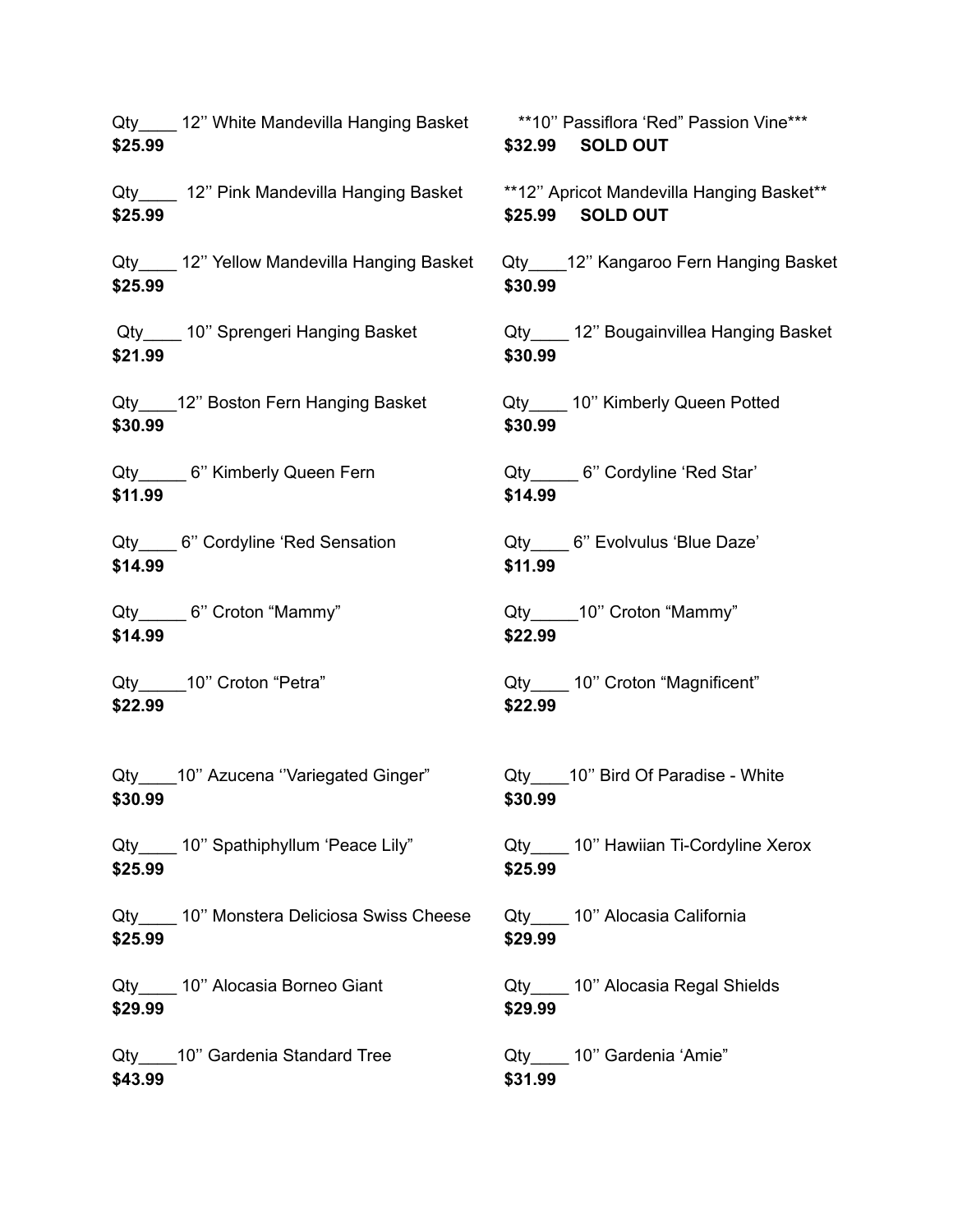Qty____ 12'' White Mandevilla Hanging Basket
**$25.99**

Qty____ 12'' Pink Mandevilla Hanging Basket
**$25.99**

Qty____ 12'' Yellow Mandevilla Hanging Basket
**$25.99**

Qty____ 10'' Sprengeri Hanging Basket
**$21.99**

Qty____12'' Boston Fern Hanging Basket
**$30.99**

Qty_____ 6'' Kimberly Queen Fern
**$11.99**

Qty____ 6'' Cordyline 'Red Sensation
**$14.99**

Qty_____ 6'' Croton "Mammy"
**$14.99**

Qty_____10'' Croton "Petra"
**$22.99**

Qty____10'' Azucena ''Variegated Ginger"
**$30.99**

Qty____ 10'' Spathiphyllum 'Peace Lily"
**$25.99**

Qty____ 10'' Monstera Deliciosa Swiss Cheese
**$25.99**

Qty____ 10'' Alocasia Borneo Giant
**$29.99**

Qty____10'' Gardenia Standard Tree
**$43.99**

**10'' Passiflora 'Red" Passion Vine***
**$32.99 SOLD OUT**

**12'' Apricot Mandevilla Hanging Basket**
**$25.99 SOLD OUT**

Qty____12'' Kangaroo Fern Hanging Basket
**$30.99**

Qty____ 12'' Bougainvillea Hanging Basket
**$30.99**

Qty____ 10'' Kimberly Queen Potted
**$30.99**

Qty_____ 6'' Cordyline 'Red Star'
**$14.99**

Qty____ 6'' Evolvulus 'Blue Daze'
**$11.99**

Qty_____10'' Croton "Mammy"
**$22.99**

Qty____ 10'' Croton "Magnificent"
**$22.99**

Qty____10'' Bird Of Paradise - White
**$30.99**

Qty____ 10'' Hawiian Ti-Cordyline Xerox
**$25.99**

Qty____ 10'' Alocasia California
**$29.99**

Qty____ 10'' Alocasia Regal Shields
**$29.99**

Qty____ 10'' Gardenia 'Amie"
**$31.99**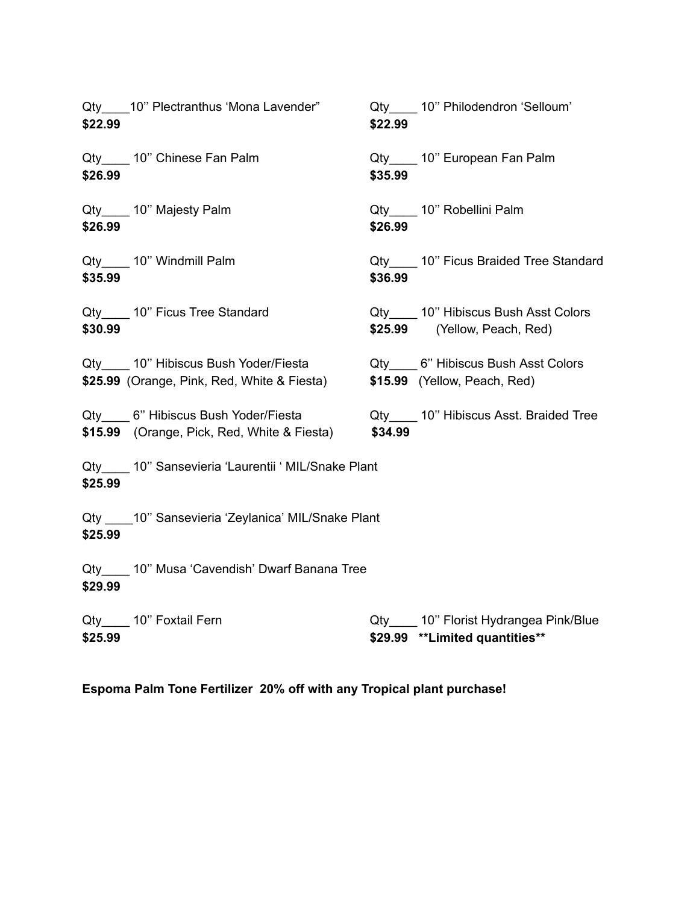Qty____10'' Plectranthus 'Mona Lavender"
**$22.99**

Qty____ 10'' Philodendron 'Selloum'
**$22.99**

Qty____ 10'' Chinese Fan Palm
**$26.99**

Qty____ 10'' European Fan Palm
**$35.99**

Qty____ 10'' Majesty Palm
**$26.99**

Qty____ 10'' Robellini Palm
**$26.99**

Qty____ 10'' Windmill Palm
**$35.99**

Qty____ 10'' Ficus Braided Tree Standard
**$36.99**

Qty____ 10'' Ficus Tree Standard
**$30.99**

Qty____ 10'' Hibiscus Bush Asst Colors
**$25.99** (Yellow, Peach, Red)

Qty____ 10'' Hibiscus Bush Yoder/Fiesta
**$25.99** (Orange, Pink, Red, White & Fiesta)

Qty____ 6'' Hibiscus Bush Asst Colors
**$15.99** (Yellow, Peach, Red)

Qty____ 6'' Hibiscus Bush Yoder/Fiesta
**$15.99** (Orange, Pick, Red, White & Fiesta)

Qty____ 10'' Hibiscus Asst. Braided Tree
**$34.99**

Qty____ 10'' Sansevieria 'Laurentii ' MIL/Snake Plant
**$25.99**

Qty ____10'' Sansevieria 'Zeylanica' MIL/Snake Plant
**$25.99**

Qty____ 10'' Musa 'Cavendish' Dwarf Banana Tree
**$29.99**

Qty____ 10'' Foxtail Fern
**$25.99**

Qty____ 10'' Florist Hydrangea Pink/Blue
**$29.99 **Limited quantities****

**Espoma Palm Tone Fertilizer 20% off with any Tropical plant purchase!**